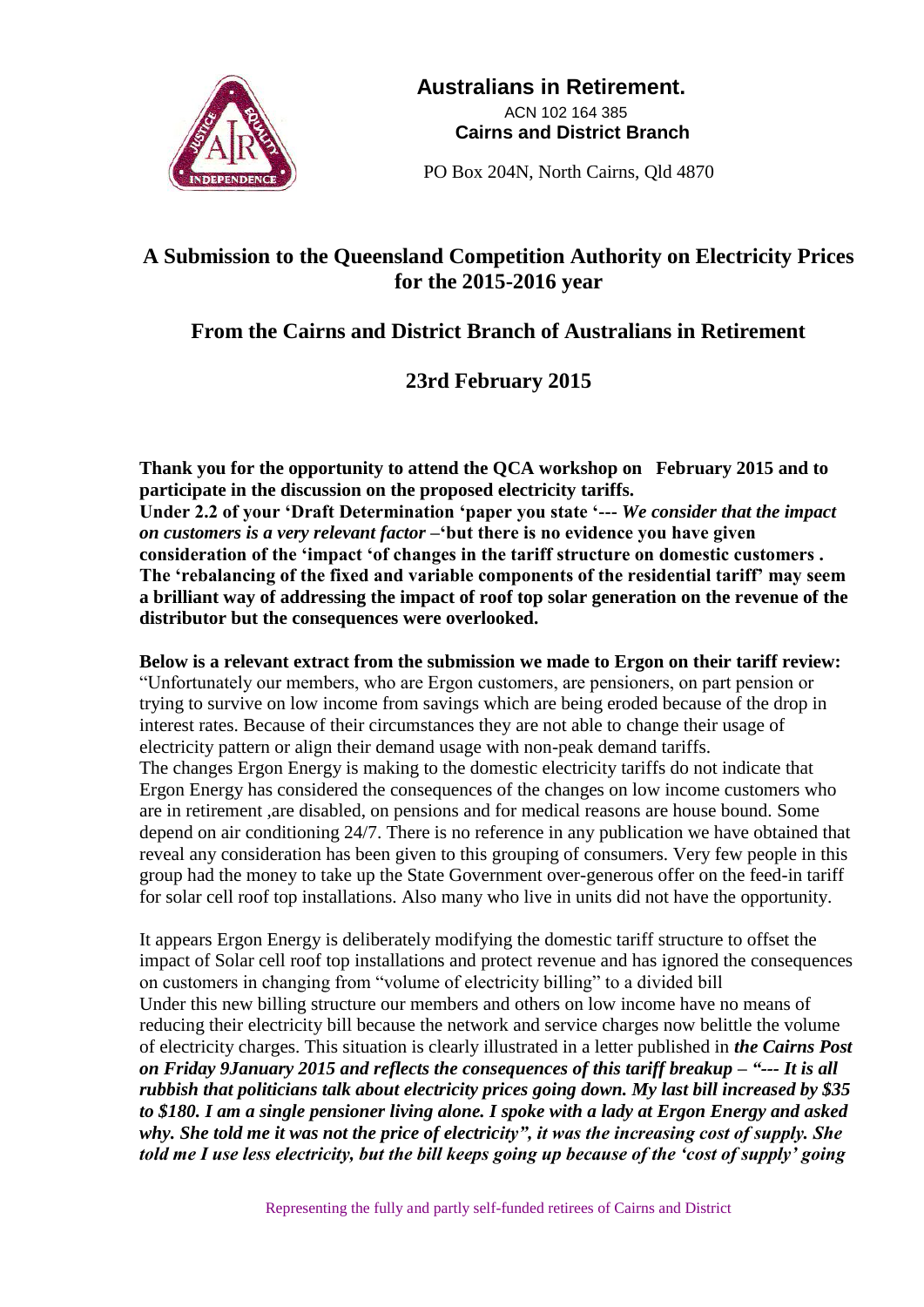**Australians in Retirement.**
ACN 102 164 385
**Cairns and District Branch**

PO Box 204N, North Cairns, Qld 4870

# A Submission to the Queensland Competition Authority on Electricity Prices for the 2015-2016 year

## From the Cairns and District Branch of Australians in Retirement

## 23rd February 2015

**Thank you for the opportunity to attend the QCA workshop on February 2015 and to participate in the discussion on the proposed electricity tariffs.**
**Under 2.2 of your 'Draft Determination 'paper you state '---** ***We consider that the impact on customers is a very relevant factor*** **–'but there is no evidence you have given consideration of the 'impact 'of changes in the tariff structure on domestic customers . The 'rebalancing of the fixed and variable components of the residential tariff' may seem a brilliant way of addressing the impact of roof top solar generation on the revenue of the distributor but the consequences were overlooked.**

**Below is a relevant extract from the submission we made to Ergon on their tariff review:**
"Unfortunately our members, who are Ergon customers, are pensioners, on part pension or trying to survive on low income from savings which are being eroded because of the drop in interest rates. Because of their circumstances they are not able to change their usage of electricity pattern or align their demand usage with non-peak demand tariffs.
The changes Ergon Energy is making to the domestic electricity tariffs do not indicate that Ergon Energy has considered the consequences of the changes on low income customers who are in retirement ,are disabled, on pensions and for medical reasons are house bound. Some depend on air conditioning 24/7. There is no reference in any publication we have obtained that reveal any consideration has been given to this grouping of consumers. Very few people in this group had the money to take up the State Government over-generous offer on the feed-in tariff for solar cell roof top installations. Also many who live in units did not have the opportunity.

It appears Ergon Energy is deliberately modifying the domestic tariff structure to offset the impact of Solar cell roof top installations and protect revenue and has ignored the consequences on customers in changing from "volume of electricity billing" to a divided bill
Under this new billing structure our members and others on low income have no means of reducing their electricity bill because the network and service charges now belittle the volume of electricity charges. This situation is clearly illustrated in a letter published in ***the Cairns Post on Friday 9January 2015 and reflects the consequences of this tariff breakup – "--- It is all rubbish that politicians talk about electricity prices going down. My last bill increased by $35 to $180. I am a single pensioner living alone. I spoke with a lady at Ergon Energy and asked why. She told me it was not the price of electricity", it was the increasing cost of supply. She told me I use less electricity, but the bill keeps going up because of the 'cost of supply' going***

Representing the fully and partly self-funded retirees of Cairns and District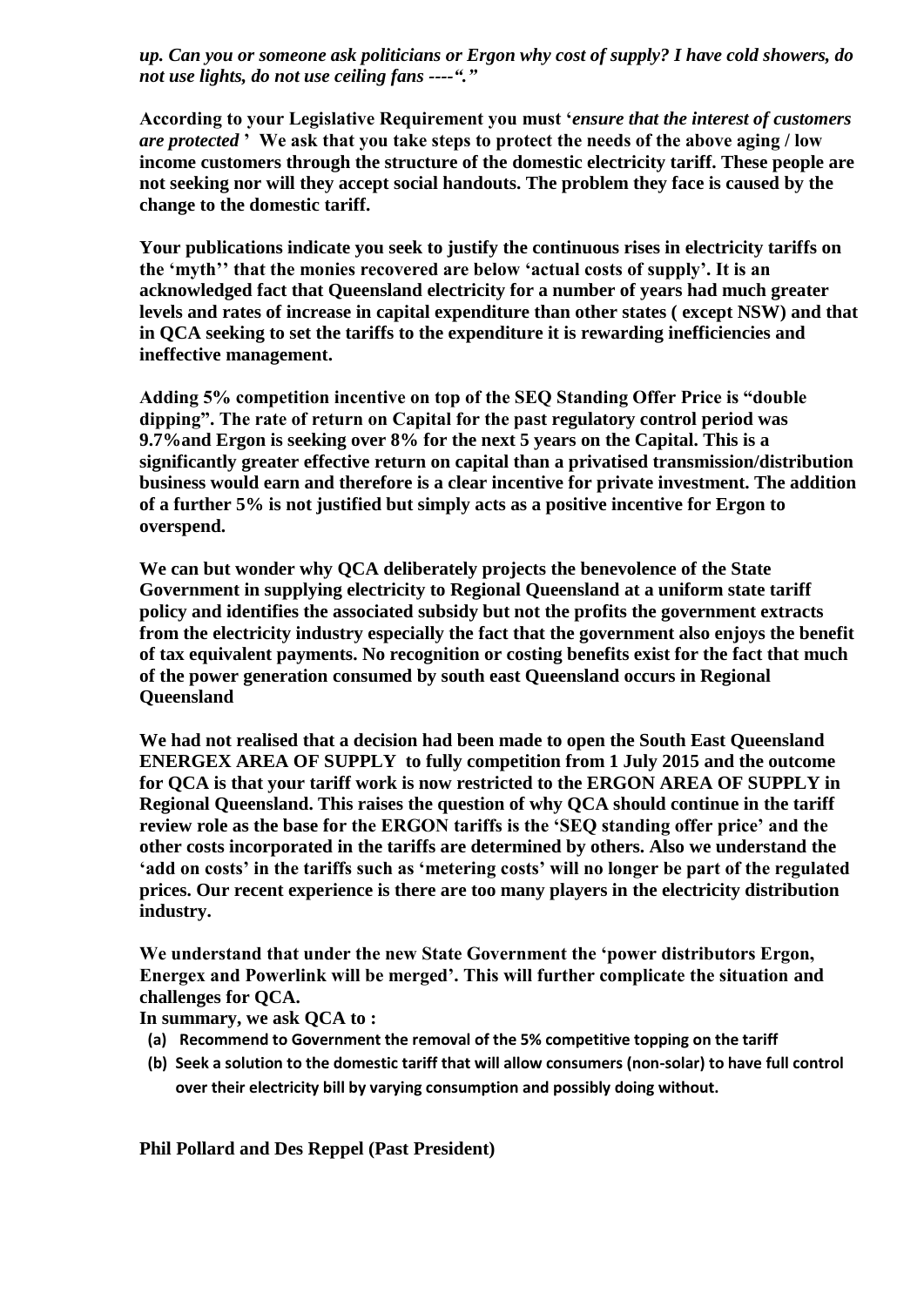***up. Can you or someone ask politicians or Ergon why cost of supply? I have cold showers, do not use lights, do not use ceiling fans ----"."***

**According to your Legislative Requirement you must '*ensure that the interest of customers are protected* ' We ask that you take steps to protect the needs of the above aging / low income customers through the structure of the domestic electricity tariff. These people are not seeking nor will they accept social handouts. The problem they face is caused by the change to the domestic tariff.**

**Your publications indicate you seek to justify the continuous rises in electricity tariffs on the 'myth'' that the monies recovered are below 'actual costs of supply'. It is an acknowledged fact that Queensland electricity for a number of years had much greater levels and rates of increase in capital expenditure than other states ( except NSW) and that in QCA seeking to set the tariffs to the expenditure it is rewarding inefficiencies and ineffective management.**

**Adding 5% competition incentive on top of the SEQ Standing Offer Price is "double dipping". The rate of return on Capital for the past regulatory control period was 9.7%and Ergon is seeking over 8% for the next 5 years on the Capital. This is a significantly greater effective return on capital than a privatised transmission/distribution business would earn and therefore is a clear incentive for private investment. The addition of a further 5% is not justified but simply acts as a positive incentive for Ergon to overspend.**

**We can but wonder why QCA deliberately projects the benevolence of the State Government in supplying electricity to Regional Queensland at a uniform state tariff policy and identifies the associated subsidy but not the profits the government extracts from the electricity industry especially the fact that the government also enjoys the benefit of tax equivalent payments. No recognition or costing benefits exist for the fact that much of the power generation consumed by south east Queensland occurs in Regional Queensland**

**We had not realised that a decision had been made to open the South East Queensland ENERGEX AREA OF SUPPLY to fully competition from 1 July 2015 and the outcome for QCA is that your tariff work is now restricted to the ERGON AREA OF SUPPLY in Regional Queensland. This raises the question of why QCA should continue in the tariff review role as the base for the ERGON tariffs is the 'SEQ standing offer price' and the other costs incorporated in the tariffs are determined by others. Also we understand the 'add on costs' in the tariffs such as 'metering costs' will no longer be part of the regulated prices. Our recent experience is there are too many players in the electricity distribution industry.**

**We understand that under the new State Government the 'power distributors Ergon, Energex and Powerlink will be merged'. This will further complicate the situation and challenges for QCA.**

**In summary, we ask QCA to :**

- **(a) Recommend to Government the removal of the 5% competitive topping on the tariff**
- **(b) Seek a solution to the domestic tariff that will allow consumers (non-solar) to have full control over their electricity bill by varying consumption and possibly doing without.**

**Phil Pollard and Des Reppel (Past President)**